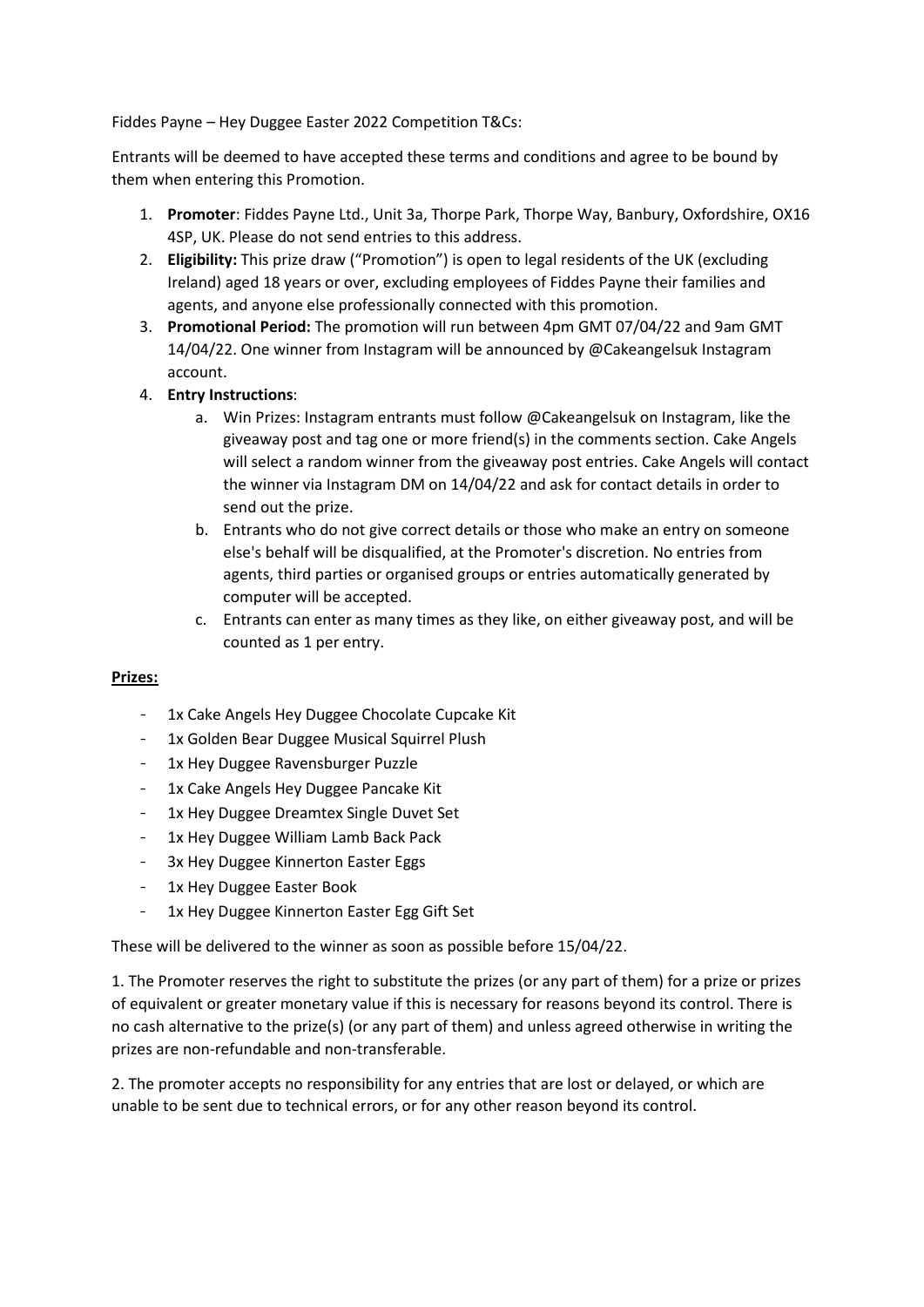Fiddes Payne – Hey Duggee Easter 2022 Competition T&Cs:

Entrants will be deemed to have accepted these terms and conditions and agree to be bound by them when entering this Promotion.

1. **Promoter**: Fiddes Payne Ltd., Unit 3a, Thorpe Park, Thorpe Way, Banbury, Oxfordshire, OX16 4SP, UK. Please do not send entries to this address.
2. **Eligibility:** This prize draw ("Promotion") is open to legal residents of the UK (excluding Ireland) aged 18 years or over, excluding employees of Fiddes Payne their families and agents, and anyone else professionally connected with this promotion.
3. **Promotional Period:** The promotion will run between 4pm GMT 07/04/22 and 9am GMT 14/04/22. One winner from Instagram will be announced by @Cakeangelsuk Instagram account.
4. **Entry Instructions**:
   a. Win Prizes: Instagram entrants must follow @Cakeangelsuk on Instagram, like the giveaway post and tag one or more friend(s) in the comments section. Cake Angels will select a random winner from the giveaway post entries. Cake Angels will contact the winner via Instagram DM on 14/04/22 and ask for contact details in order to send out the prize.
   b. Entrants who do not give correct details or those who make an entry on someone else's behalf will be disqualified, at the Promoter's discretion. No entries from agents, third parties or organised groups or entries automatically generated by computer will be accepted.
   c. Entrants can enter as many times as they like, on either giveaway post, and will be counted as 1 per entry.

**Prizes:**

- 1x Cake Angels Hey Duggee Chocolate Cupcake Kit
- 1x Golden Bear Duggee Musical Squirrel Plush
- 1x Hey Duggee Ravensburger Puzzle
- 1x Cake Angels Hey Duggee Pancake Kit
- 1x Hey Duggee Dreamtex Single Duvet Set
- 1x Hey Duggee William Lamb Back Pack
- 3x Hey Duggee Kinnerton Easter Eggs
- 1x Hey Duggee Easter Book
- 1x Hey Duggee Kinnerton Easter Egg Gift Set

These will be delivered to the winner as soon as possible before 15/04/22.

1. The Promoter reserves the right to substitute the prizes (or any part of them) for a prize or prizes of equivalent or greater monetary value if this is necessary for reasons beyond its control. There is no cash alternative to the prize(s) (or any part of them) and unless agreed otherwise in writing the prizes are non-refundable and non-transferable.

2. The promoter accepts no responsibility for any entries that are lost or delayed, or which are unable to be sent due to technical errors, or for any other reason beyond its control.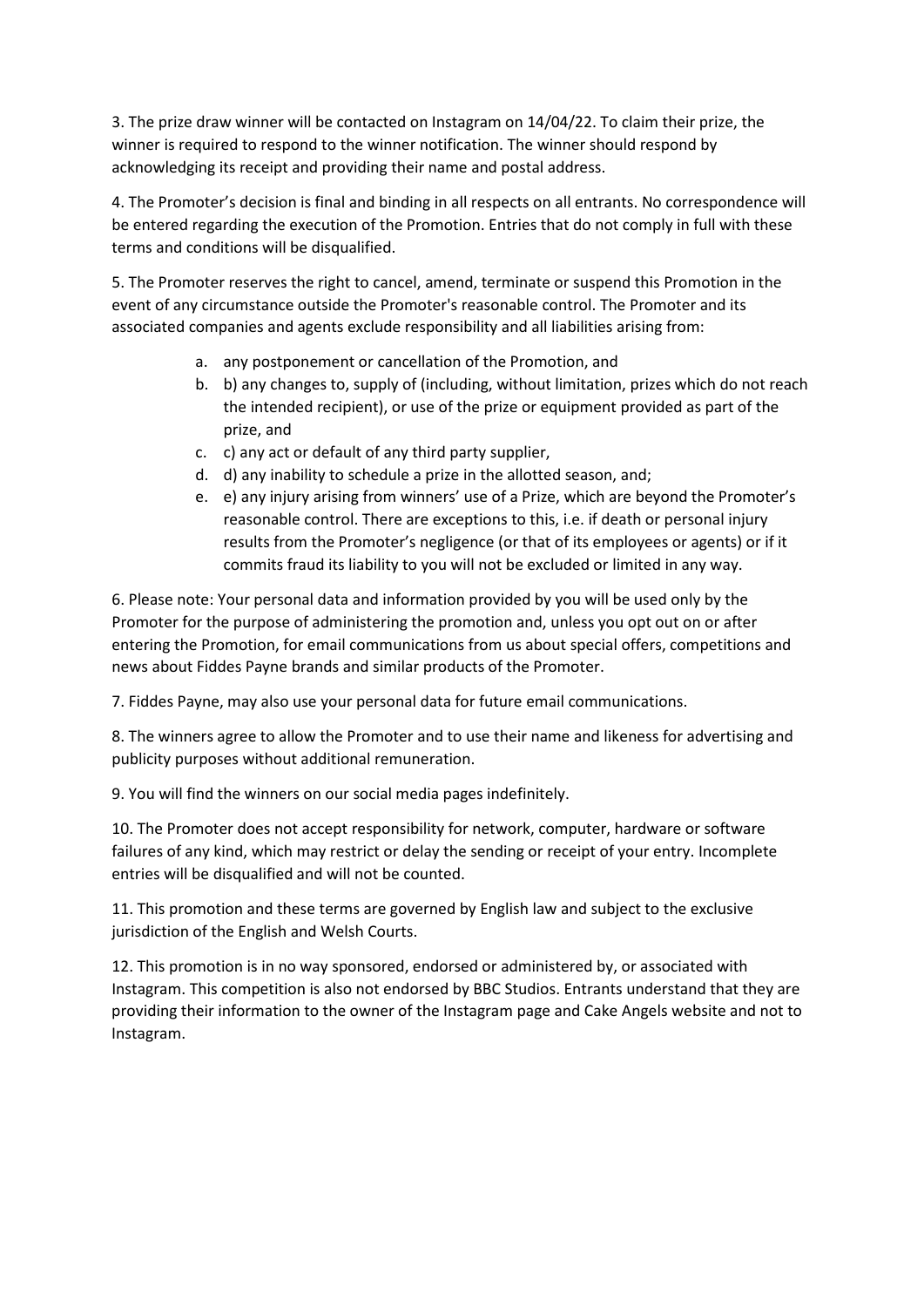3. The prize draw winner will be contacted on Instagram on 14/04/22. To claim their prize, the winner is required to respond to the winner notification. The winner should respond by acknowledging its receipt and providing their name and postal address.

4. The Promoter's decision is final and binding in all respects on all entrants. No correspondence will be entered regarding the execution of the Promotion. Entries that do not comply in full with these terms and conditions will be disqualified.

5. The Promoter reserves the right to cancel, amend, terminate or suspend this Promotion in the event of any circumstance outside the Promoter's reasonable control. The Promoter and its associated companies and agents exclude responsibility and all liabilities arising from:

   a. any postponement or cancellation of the Promotion, and
   b. b) any changes to, supply of (including, without limitation, prizes which do not reach the intended recipient), or use of the prize or equipment provided as part of the prize, and
   c. c) any act or default of any third party supplier,
   d. d) any inability to schedule a prize in the allotted season, and;
   e. e) any injury arising from winners' use of a Prize, which are beyond the Promoter's reasonable control. There are exceptions to this, i.e. if death or personal injury results from the Promoter's negligence (or that of its employees or agents) or if it commits fraud its liability to you will not be excluded or limited in any way.

6. Please note: Your personal data and information provided by you will be used only by the Promoter for the purpose of administering the promotion and, unless you opt out on or after entering the Promotion, for email communications from us about special offers, competitions and news about Fiddes Payne brands and similar products of the Promoter.

7. Fiddes Payne, may also use your personal data for future email communications.

8. The winners agree to allow the Promoter and to use their name and likeness for advertising and publicity purposes without additional remuneration.

9. You will find the winners on our social media pages indefinitely.

10. The Promoter does not accept responsibility for network, computer, hardware or software failures of any kind, which may restrict or delay the sending or receipt of your entry. Incomplete entries will be disqualified and will not be counted.

11. This promotion and these terms are governed by English law and subject to the exclusive jurisdiction of the English and Welsh Courts.

12. This promotion is in no way sponsored, endorsed or administered by, or associated with Instagram. This competition is also not endorsed by BBC Studios. Entrants understand that they are providing their information to the owner of the Instagram page and Cake Angels website and not to Instagram.